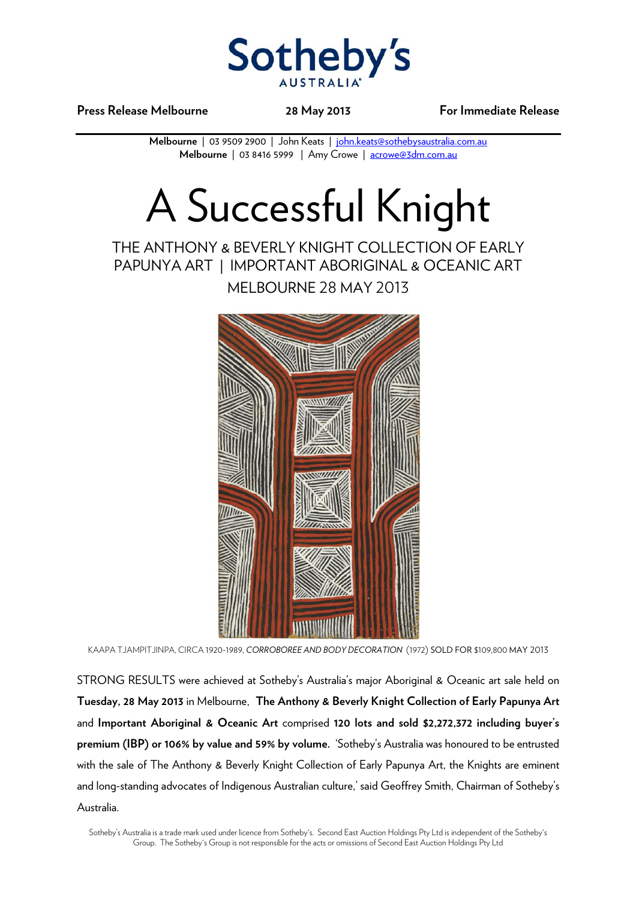Sotheby's AUSTRALIA

**Press Release Melbourne** **28 May 2013** **For Immediate Release**

**Melbourne** | 03 9509 2900 | John Keats | john.keats@sothebysaustralia.com.au
**Melbourne** | 03 8416 5999 | Amy Crowe | acrowe@3dm.com.au

# A Successful Knight

## THE ANTHONY & BEVERLY KNIGHT COLLECTION OF EARLY PAPUNYA ART | IMPORTANT ABORIGINAL & OCEANIC ART MELBOURNE 28 MAY 2013

KAAPA TJAMPITJINPA, CIRCA 1920-1989, *CORROBOREE AND BODY DECORATION* (1972) SOLD FOR $109,800 MAY 2013

STRONG RESULTS were achieved at Sotheby's Australia's major Aboriginal & Oceanic art sale held on **Tuesday, 28 May 2013** in Melbourne. **The Anthony & Beverly Knight Collection of Early Papunya Art** and **Important Aboriginal & Oceanic Art** comprised **120 lots and sold $2,272,372 including buyer's premium (IBP) or 106% by value and 59% by volume.** 'Sotheby's Australia was honoured to be entrusted with the sale of The Anthony & Beverly Knight Collection of Early Papunya Art, the Knights are eminent and long-standing advocates of Indigenous Australian culture,' said Geoffrey Smith, Chairman of Sotheby's Australia.

Sotheby's Australia is a trade mark used under licence from Sotheby's. Second East Auction Holdings Pty Ltd is independent of the Sotheby's Group. The Sotheby's Group is not responsible for the acts or omissions of Second East Auction Holdings Pty Ltd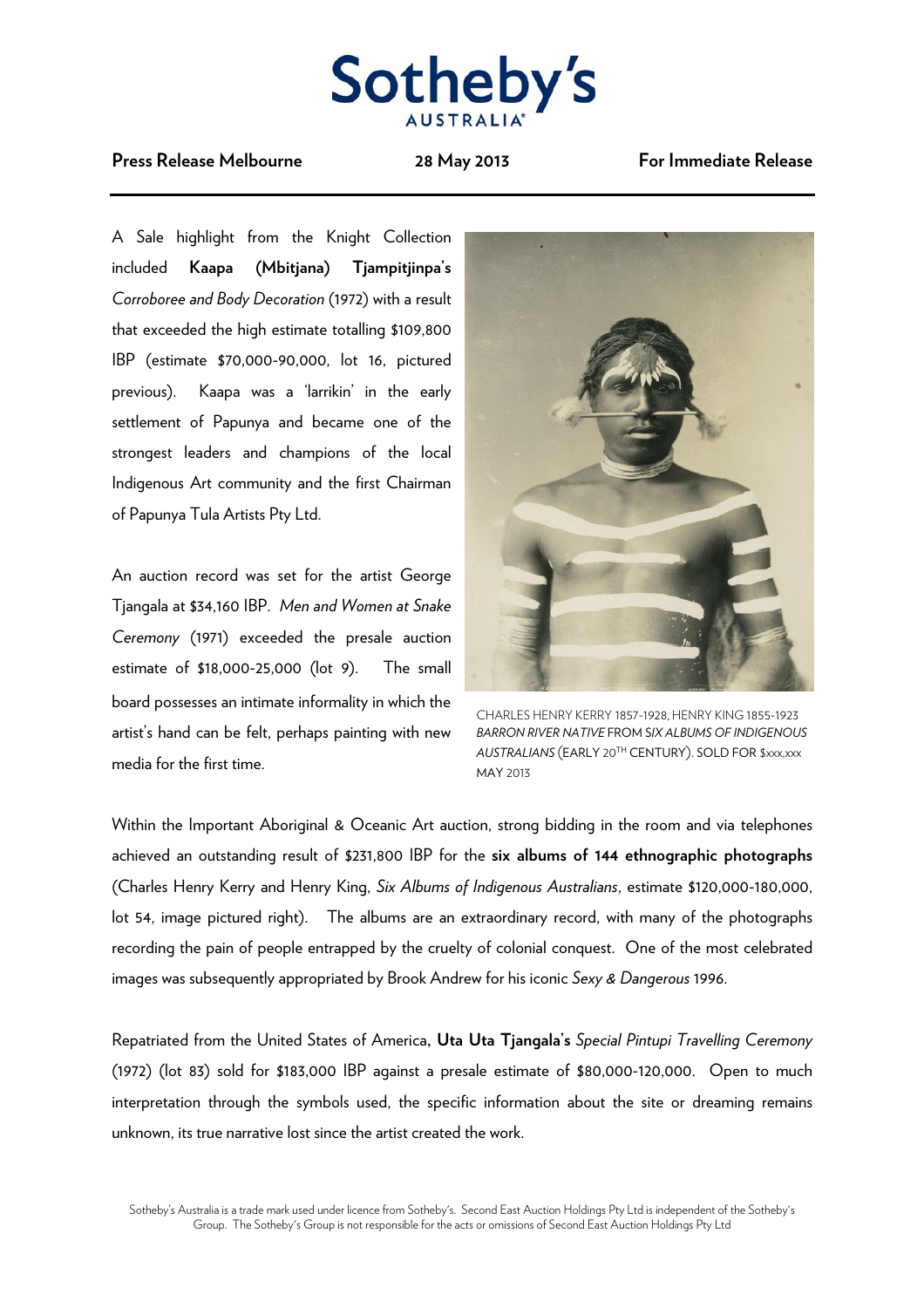**Press Release Melbourne** **28 May 2013** **For Immediate Release**

A Sale highlight from the Knight Collection included **Kaapa (Mbitjana) Tjampitjinpa's** *Corroboree and Body Decoration* (1972) with a result that exceeded the high estimate totalling $109,800 IBP (estimate $70,000-90,000, lot 16, pictured previous). Kaapa was a 'larrikin' in the early settlement of Papunya and became one of the strongest leaders and champions of the local Indigenous Art community and the first Chairman of Papunya Tula Artists Pty Ltd.

An auction record was set for the artist George Tjangala at $34,160 IBP. *Men and Women at Snake Ceremony* (1971) exceeded the presale auction estimate of $18,000-25,000 (lot 9). The small board possesses an intimate informality in which the artist's hand can be felt, perhaps painting with new media for the first time.

CHARLES HENRY KERRY 1857-1928, HENRY KING 1855-1923 *BARRON RIVER NATIVE* FROM *SIX ALBUMS OF INDIGENOUS AUSTRALIANS* (EARLY 20TH CENTURY). SOLD FOR $xxx,xxx MAY 2013

Within the Important Aboriginal & Oceanic Art auction, strong bidding in the room and via telephones achieved an outstanding result of $231,800 IBP for the **six albums of 144 ethnographic photographs** (Charles Henry Kerry and Henry King, *Six Albums of Indigenous Australians*, estimate $120,000-180,000, lot 54, image pictured right). The albums are an extraordinary record, with many of the photographs recording the pain of people entrapped by the cruelty of colonial conquest. One of the most celebrated images was subsequently appropriated by Brook Andrew for his iconic *Sexy & Dangerous* 1996.

Repatriated from the United States of America, **Uta Uta Tjangala's** *Special Pintupi Travelling Ceremony* (1972) (lot 83) sold for $183,000 IBP against a presale estimate of $80,000-120,000. Open to much interpretation through the symbols used, the specific information about the site or dreaming remains unknown, its true narrative lost since the artist created the work.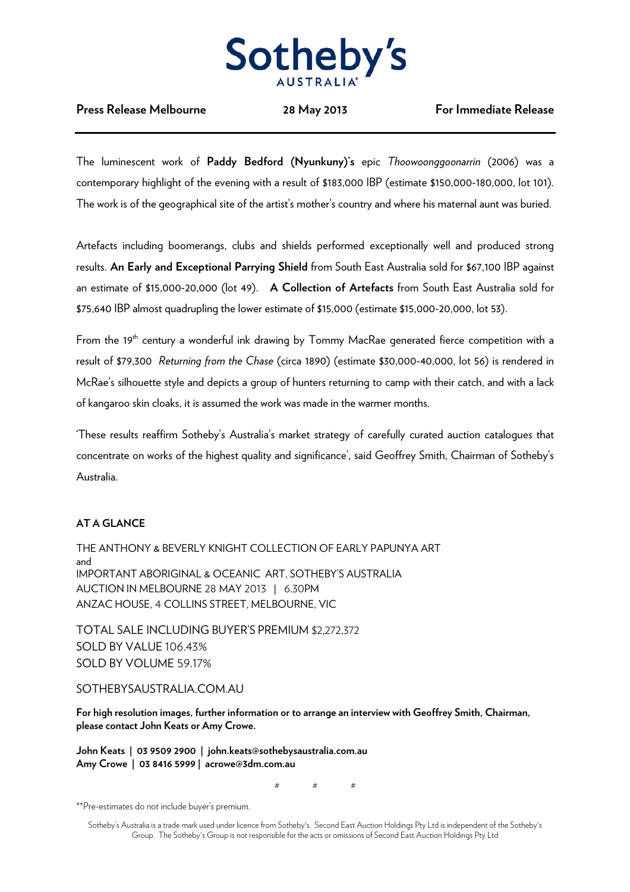Sotheby's AUSTRALIA

**Press Release Melbourne** **28 May 2013** **For Immediate Release**

---

The luminescent work of **Paddy Bedford (Nyunkuny)'s** epic *Thoowoonggoonarrin* (2006) was a contemporary highlight of the evening with a result of $183,000 IBP (estimate $150,000-180,000, lot 101). The work is of the geographical site of the artist's mother's country and where his maternal aunt was buried.

Artefacts including boomerangs, clubs and shields performed exceptionally well and produced strong results. **An Early and Exceptional Parrying Shield** from South East Australia sold for $67,100 IBP against an estimate of $15,000-20,000 (lot 49). **A Collection of Artefacts** from South East Australia sold for $75,640 IBP almost quadrupling the lower estimate of $15,000 (estimate $15,000-20,000, lot 53).

From the 19th century a wonderful ink drawing by Tommy MacRae generated fierce competition with a result of $79,300 *Returning from the Chase* (circa 1890) (estimate $30,000-40,000, lot 56) is rendered in McRae's silhouette style and depicts a group of hunters returning to camp with their catch, and with a lack of kangaroo skin cloaks, it is assumed the work was made in the warmer months.

'These results reaffirm Sotheby's Australia's market strategy of carefully curated auction catalogues that concentrate on works of the highest quality and significance', said Geoffrey Smith, Chairman of Sotheby's Australia.

**AT A GLANCE**

THE ANTHONY & BEVERLY KNIGHT COLLECTION OF EARLY PAPUNYA ART
and
IMPORTANT ABORIGINAL & OCEANIC ART, SOTHEBY'S AUSTRALIA
AUCTION IN MELBOURNE 28 MAY 2013 | 6.30PM
ANZAC HOUSE, 4 COLLINS STREET, MELBOURNE, VIC

TOTAL SALE INCLUDING BUYER'S PREMIUM $2,272,372
SOLD BY VALUE 106.43%
SOLD BY VOLUME 59.17%

SOTHEBYSAUSTRALIA.COM.AU

**For high resolution images, further information or to arrange an interview with Geoffrey Smith, Chairman, please contact John Keats or Amy Crowe.**

**John Keats | 03 9509 2900 | john.keats@sothebysaustralia.com.au**
**Amy Crowe | 03 8416 5999 | acrowe@3dm.com.au**

# # #

**Pre-estimates do not include buyer's premium.

Sotheby's Australia is a trade mark used under licence from Sotheby's. Second East Auction Holdings Pty Ltd is independent of the Sotheby's Group. The Sotheby's Group is not responsible for the acts or omissions of Second East Auction Holdings Pty Ltd